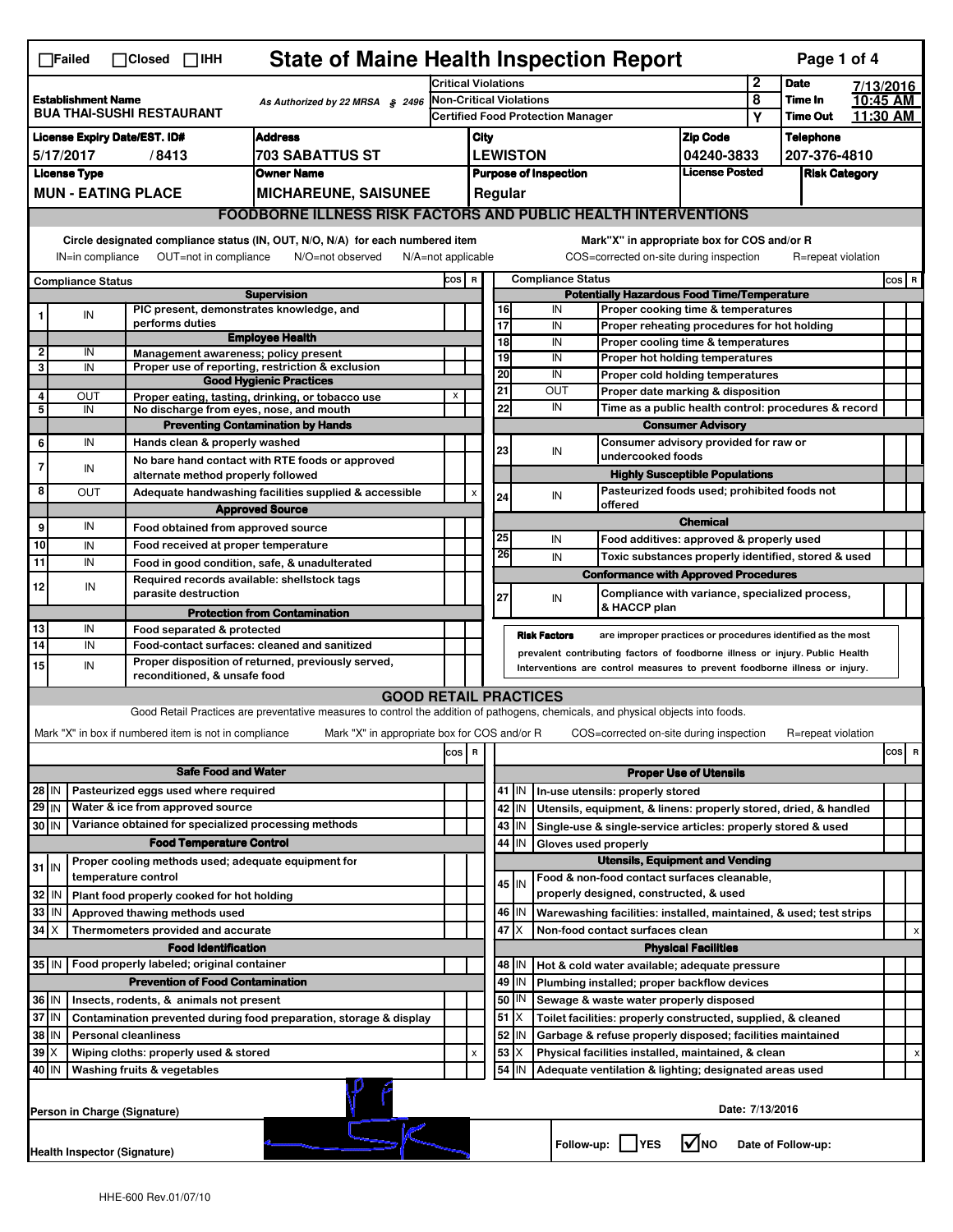☐Failed ☐Closed ☐IHH

# State of Maine Health Inspection Report

| | | | | | |
|---|---|---|---|---|---|
| **Establishment Name** BUA THAI-SUSHI RESTAURANT | As Authorized by 22 MRSA § 2496 | Critical Violations | 2 | **Date** | 7/13/2016 |
| | | Non-Critical Violations | 8 | **Time In** | 10:45 AM |
| | | Certified Food Protection Manager | Y | **Time Out** | 11:30 AM |

| License Expiry Date/EST. ID# | Address | City | Zip Code | Telephone |
|---|---|---|---|---|
| 5/17/2017 / 8413 | 703 SABATTUS ST | LEWISTON | 04240-3833 | 207-376-4810 |

| License Type | Owner Name | Purpose of Inspection | License Posted | Risk Category |
|---|---|---|---|---|
| MUN - EATING PLACE | MICHAREUNE, SAISUNEE | Regular | | |

## FOODBORNE ILLNESS RISK FACTORS AND PUBLIC HEALTH INTERVENTIONS

Circle designated compliance status (IN, OUT, N/O, N/A) for each numbered item
IN=in compliance OUT=not in compliance N/O=not observed N/A=not applicable

Mark"X" in appropriate box for COS and/or R
COS=corrected on-site during inspection R=repeat violation

| # | Compliance Status | Item | COS | R |
|---|---|---|---|---|
| | | **Supervision** | | |
| 1 | IN | PIC present, demonstrates knowledge, and performs duties | | |
| | | **Employee Health** | | |
| 2 | IN | Management awareness; policy present | | |
| 3 | IN | Proper use of reporting, restriction & exclusion | | |
| | | **Good Hygienic Practices** | | |
| 4 | OUT | Proper eating, tasting, drinking, or tobacco use | X | |
| 5 | IN | No discharge from eyes, nose, and mouth | | |
| | | **Preventing Contamination by Hands** | | |
| 6 | IN | Hands clean & properly washed | | |
| 7 | IN | No bare hand contact with RTE foods or approved alternate method properly followed | | |
| 8 | OUT | Adequate handwashing facilities supplied & accessible | | X |
| | | **Approved Source** | | |
| 9 | IN | Food obtained from approved source | | |
| 10 | IN | Food received at proper temperature | | |
| 11 | IN | Food in good condition, safe, & unadulterated | | |
| 12 | IN | Required records available: shellstock tags parasite destruction | | |
| | | **Protection from Contamination** | | |
| 13 | IN | Food separated & protected | | |
| 14 | IN | Food-contact surfaces: cleaned and sanitized | | |
| 15 | IN | Proper disposition of returned, previously served, reconditioned, & unsafe food | | |
| | | **Potentially Hazardous Food Time/Temperature** | | |
| 16 | IN | Proper cooking time & temperatures | | |
| 17 | IN | Proper reheating procedures for hot holding | | |
| 18 | IN | Proper cooling time & temperatures | | |
| 19 | IN | Proper hot holding temperatures | | |
| 20 | IN | Proper cold holding temperatures | | |
| 21 | OUT | Proper date marking & disposition | | |
| 22 | IN | Time as a public health control: procedures & record | | |
| | | **Consumer Advisory** | | |
| 23 | IN | Consumer advisory provided for raw or undercooked foods | | |
| | | **Highly Susceptible Populations** | | |
| 24 | IN | Pasteurized foods used; prohibited foods not offered | | |
| | | **Chemical** | | |
| 25 | IN | Food additives: approved & properly used | | |
| 26 | IN | Toxic substances properly identified, stored & used | | |
| | | **Conformance with Approved Procedures** | | |
| 27 | IN | Compliance with variance, specialized process, & HACCP plan | | |

**Risk Factors** are improper practices or procedures identified as the most prevalent contributing factors of foodborne illness or injury. Public Health Interventions are control measures to prevent foodborne illness or injury.

## GOOD RETAIL PRACTICES

Good Retail Practices are preventative measures to control the addition of pathogens, chemicals, and physical objects into foods.

Mark "X" in box if numbered item is not in compliance Mark "X" in appropriate box for COS and/or R COS=corrected on-site during inspection R=repeat violation

| # | Status | Item | COS | R |
|---|---|---|---|---|
| | | **Safe Food and Water** | | |
| 28 | IN | Pasteurized eggs used where required | | |
| 29 | IN | Water & ice from approved source | | |
| 30 | IN | Variance obtained for specialized processing methods | | |
| | | **Food Temperature Control** | | |
| 31 | IN | Proper cooling methods used; adequate equipment for temperature control | | |
| 32 | IN | Plant food properly cooked for hot holding | | |
| 33 | IN | Approved thawing methods used | | |
| 34 | X | Thermometers provided and accurate | | |
| | | **Food Identification** | | |
| 35 | IN | Food properly labeled; original container | | |
| | | **Prevention of Food Contamination** | | |
| 36 | IN | Insects, rodents, & animals not present | | |
| 37 | IN | Contamination prevented during food preparation, storage & display | | |
| 38 | IN | Personal cleanliness | | |
| 39 | X | Wiping cloths: properly used & stored | | X |
| 40 | IN | Washing fruits & vegetables | | |
| | | **Proper Use of Utensils** | | |
| 41 | IN | In-use utensils: properly stored | | |
| 42 | IN | Utensils, equipment, & linens: properly stored, dried, & handled | | |
| 43 | IN | Single-use & single-service articles: properly stored & used | | |
| 44 | IN | Gloves used properly | | |
| | | **Utensils, Equipment and Vending** | | |
| 45 | IN | Food & non-food contact surfaces cleanable, properly designed, constructed, & used | | |
| 46 | IN | Warewashing facilities: installed, maintained, & used; test strips | | |
| 47 | X | Non-food contact surfaces clean | | X |
| | | **Physical Facilities** | | |
| 48 | IN | Hot & cold water available; adequate pressure | | |
| 49 | IN | Plumbing installed; proper backflow devices | | |
| 50 | IN | Sewage & waste water properly disposed | | |
| 51 | X | Toilet facilities: properly constructed, supplied, & cleaned | | |
| 52 | IN | Garbage & refuse properly disposed; facilities maintained | | |
| 53 | X | Physical facilities installed, maintained, & clean | | X |
| 54 | IN | Adequate ventilation & lighting; designated areas used | | |

Person in Charge (Signature)

Date: 7/13/2016

Health Inspector (Signature)

Follow-up: ☐ YES ☑ NO Date of Follow-up:

HHE-600 Rev.01/07/10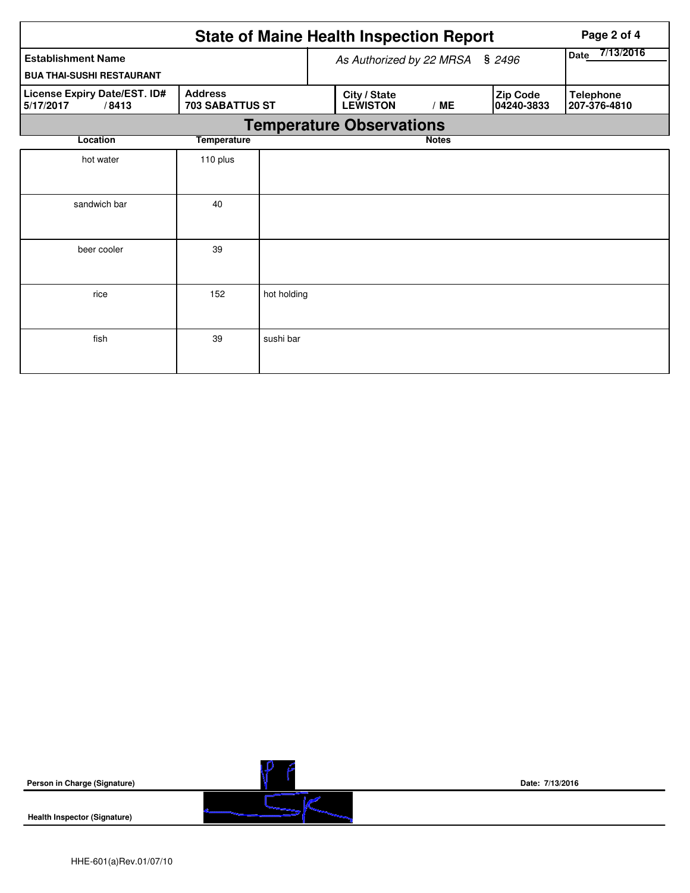# State of Maine Health Inspection Report

| Establishment Name | As Authorized by 22 MRSA § 2496 | | | Date 7/13/2016 |
|---|---|---|---|---|
| BUA THAI-SUSHI RESTAURANT | | | | |

| License Expiry Date/EST. ID# | Address | City / State | Zip Code | Telephone |
|---|---|---|---|---|
| 5/17/2017 / 8413 | 703 SABATTUS ST | LEWISTON / ME | 04240-3833 | 207-376-4810 |

## Temperature Observations

| Location | Temperature | Notes |
|---|---|---|
| hot water | 110 plus | |
| sandwich bar | 40 | |
| beer cooler | 39 | |
| rice | 152 | hot holding |
| fish | 39 | sushi bar |

**Person in Charge (Signature)** Date: 7/13/2016

**Health Inspector (Signature)**

HHE-601(a)Rev.01/07/10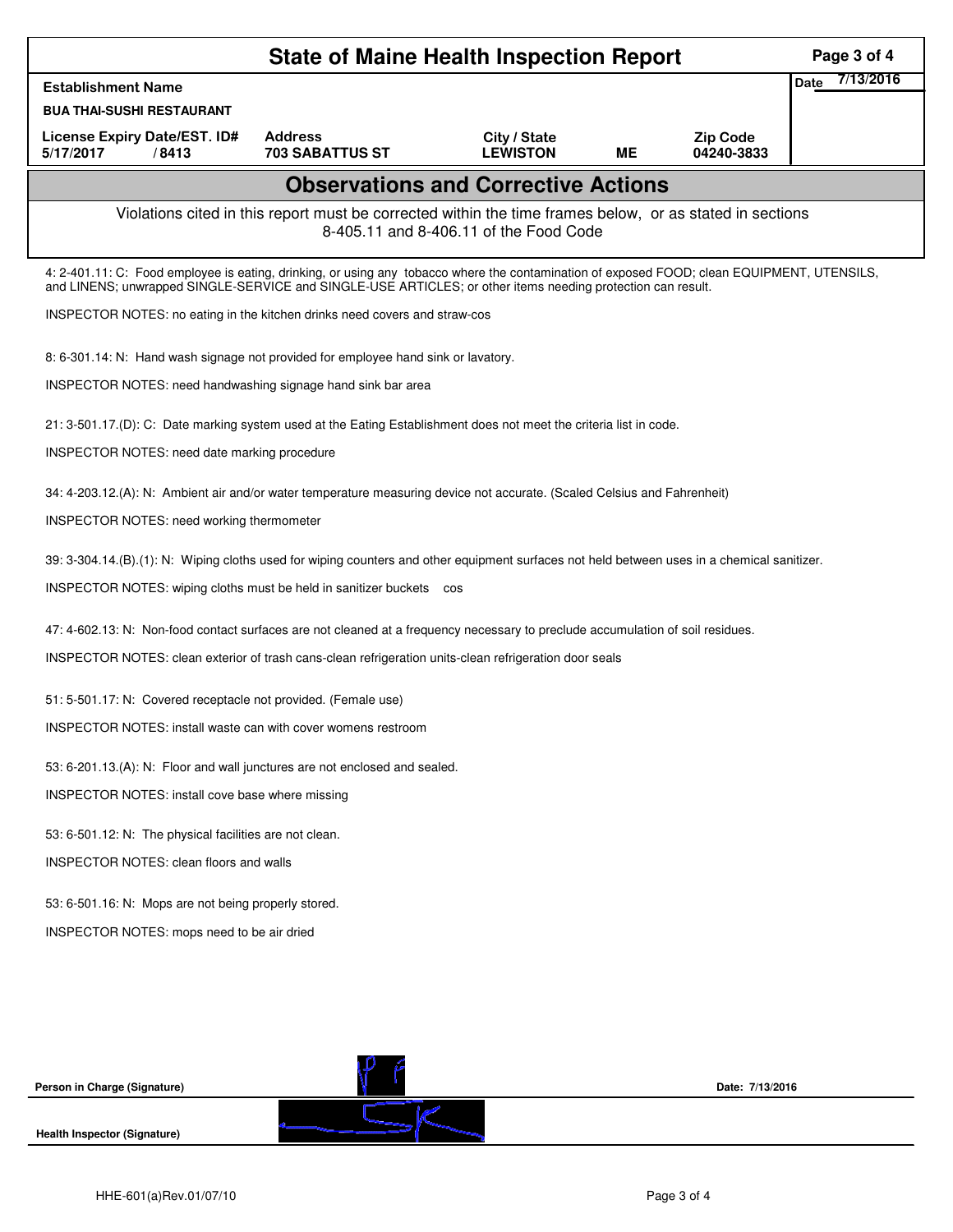# State of Maine Health Inspection Report

| Establishment Name | | | | | Date 7/13/2016 |
|---|---|---|---|---|---|
| BUA THAI-SUSHI RESTAURANT | | | | | |
| License Expiry Date/EST. ID# | Address | City / State | | Zip Code | |
| 5/17/2017 / 8413 | 703 SABATTUS ST | LEWISTON | ME | 04240-3833 | |

## Observations and Corrective Actions

Violations cited in this report must be corrected within the time frames below, or as stated in sections 8-405.11 and 8-406.11 of the Food Code

4: 2-401.11: C: Food employee is eating, drinking, or using any tobacco where the contamination of exposed FOOD; clean EQUIPMENT, UTENSILS, and LINENS; unwrapped SINGLE-SERVICE and SINGLE-USE ARTICLES; or other items needing protection can result.

INSPECTOR NOTES: no eating in the kitchen drinks need covers and straw-cos

8: 6-301.14: N: Hand wash signage not provided for employee hand sink or lavatory.

INSPECTOR NOTES: need handwashing signage hand sink bar area

21: 3-501.17.(D): C: Date marking system used at the Eating Establishment does not meet the criteria list in code.

INSPECTOR NOTES: need date marking procedure

34: 4-203.12.(A): N: Ambient air and/or water temperature measuring device not accurate. (Scaled Celsius and Fahrenheit)

INSPECTOR NOTES: need working thermometer

39: 3-304.14.(B).(1): N: Wiping cloths used for wiping counters and other equipment surfaces not held between uses in a chemical sanitizer.

INSPECTOR NOTES: wiping cloths must be held in sanitizer buckets cos

47: 4-602.13: N: Non-food contact surfaces are not cleaned at a frequency necessary to preclude accumulation of soil residues.

INSPECTOR NOTES: clean exterior of trash cans-clean refrigeration units-clean refrigeration door seals

51: 5-501.17: N: Covered receptacle not provided. (Female use)

INSPECTOR NOTES: install waste can with cover womens restroom

53: 6-201.13.(A): N: Floor and wall junctures are not enclosed and sealed.

INSPECTOR NOTES: install cove base where missing

53: 6-501.12: N: The physical facilities are not clean.

INSPECTOR NOTES: clean floors and walls

53: 6-501.16: N: Mops are not being properly stored.

INSPECTOR NOTES: mops need to be air dried

Person in Charge (Signature) Date: 7/13/2016

Health Inspector (Signature)

HHE-601(a)Rev.01/07/10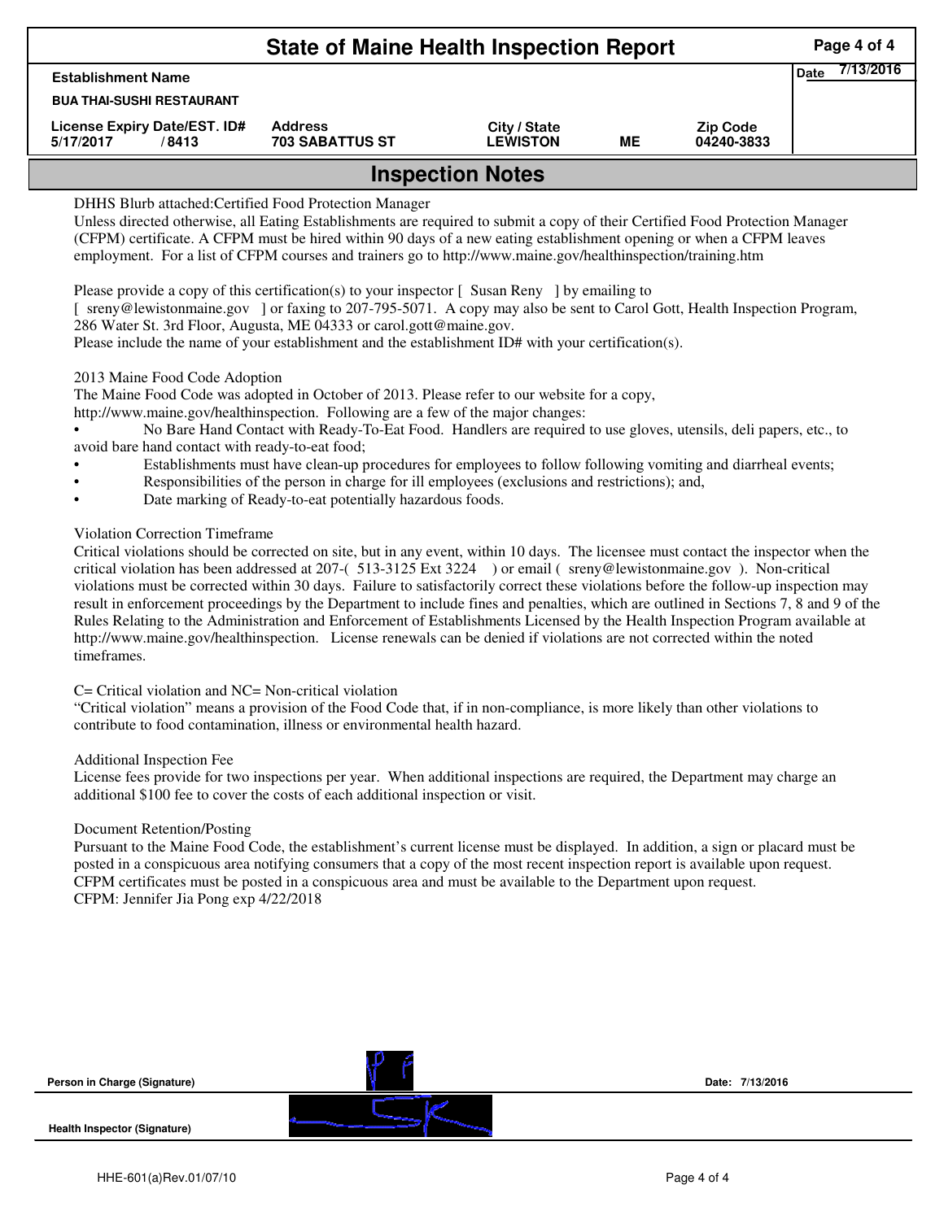# State of Maine Health Inspection Report

| Establishment Name | | | | | Date 7/13/2016 |
|---|---|---|---|---|---|
| BUA THAI-SUSHI RESTAURANT | | | | | |
| License Expiry Date/EST. ID# | Address | City / State | | Zip Code | |
| 5/17/2017 / 8413 | 703 SABATTUS ST | LEWISTON | ME | 04240-3833 | |

## Inspection Notes

DHHS Blurb attached:Certified Food Protection Manager

Unless directed otherwise, all Eating Establishments are required to submit a copy of their Certified Food Protection Manager (CFPM) certificate. A CFPM must be hired within 90 days of a new eating establishment opening or when a CFPM leaves employment. For a list of CFPM courses and trainers go to http://www.maine.gov/healthinspection/training.htm

Please provide a copy of this certification(s) to your inspector [ Susan Reny ] by emailing to [ sreny@lewistonmaine.gov ] or faxing to 207-795-5071. A copy may also be sent to Carol Gott, Health Inspection Program, 286 Water St. 3rd Floor, Augusta, ME 04333 or carol.gott@maine.gov.

Please include the name of your establishment and the establishment ID# with your certification(s).

2013 Maine Food Code Adoption

The Maine Food Code was adopted in October of 2013. Please refer to our website for a copy, http://www.maine.gov/healthinspection. Following are a few of the major changes:

- No Bare Hand Contact with Ready-To-Eat Food. Handlers are required to use gloves, utensils, deli papers, etc., to avoid bare hand contact with ready-to-eat food;
- Establishments must have clean-up procedures for employees to follow following vomiting and diarrheal events;
- Responsibilities of the person in charge for ill employees (exclusions and restrictions); and,
- Date marking of Ready-to-eat potentially hazardous foods.

Violation Correction Timeframe

Critical violations should be corrected on site, but in any event, within 10 days. The licensee must contact the inspector when the critical violation has been addressed at 207-( 513-3125 Ext 3224 ) or email ( sreny@lewistonmaine.gov ). Non-critical violations must be corrected within 30 days. Failure to satisfactorily correct these violations before the follow-up inspection may result in enforcement proceedings by the Department to include fines and penalties, which are outlined in Sections 7, 8 and 9 of the Rules Relating to the Administration and Enforcement of Establishments Licensed by the Health Inspection Program available at http://www.maine.gov/healthinspection. License renewals can be denied if violations are not corrected within the noted timeframes.

C= Critical violation and NC= Non-critical violation

"Critical violation" means a provision of the Food Code that, if in non-compliance, is more likely than other violations to contribute to food contamination, illness or environmental health hazard.

Additional Inspection Fee

License fees provide for two inspections per year. When additional inspections are required, the Department may charge an additional $100 fee to cover the costs of each additional inspection or visit.

Document Retention/Posting

Pursuant to the Maine Food Code, the establishment's current license must be displayed. In addition, a sign or placard must be posted in a conspicuous area notifying consumers that a copy of the most recent inspection report is available upon request. CFPM certificates must be posted in a conspicuous area and must be available to the Department upon request.

CFPM: Jennifer Jia Pong exp 4/22/2018

Person in Charge (Signature) — Date: 7/13/2016

Health Inspector (Signature)

HHE-601(a)Rev.01/07/10